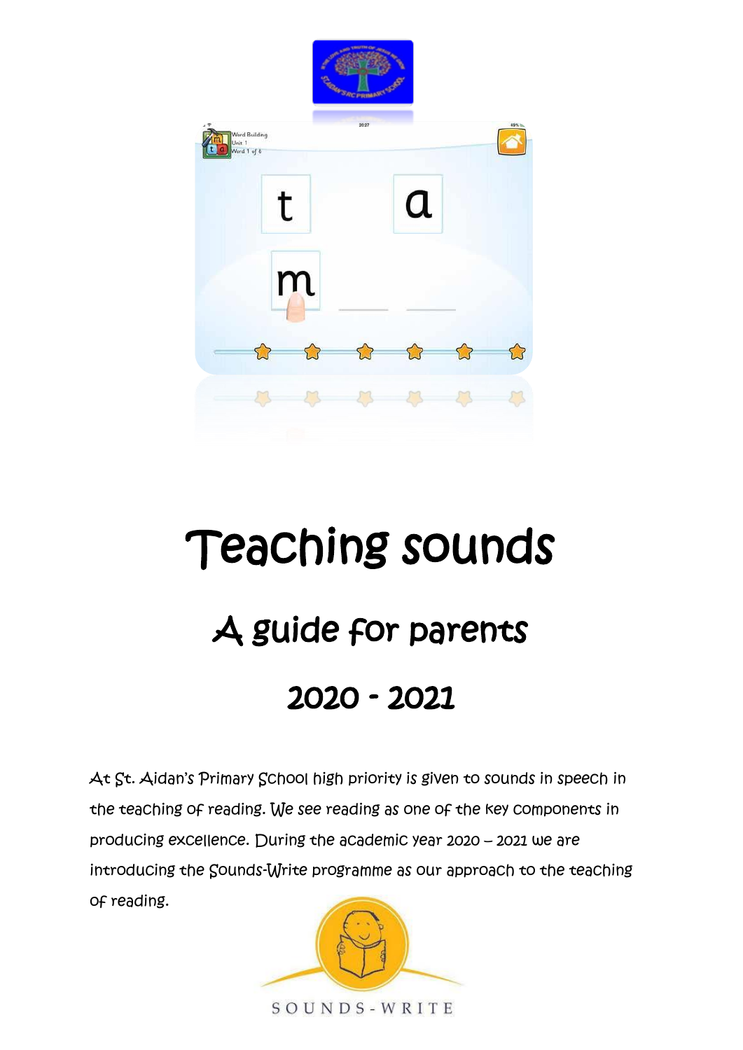# Teaching sounds

## A guide for parents

## 2020 - 2021

At St. Aidan's Primary School high priority is given to sounds in speech in the teaching of reading. We see reading as one of the key components in producing excellence. During the academic year 2020 – 2021 we are introducing the Sounds-Write programme as our approach to the teaching of reading.

SOUNDS-WRITE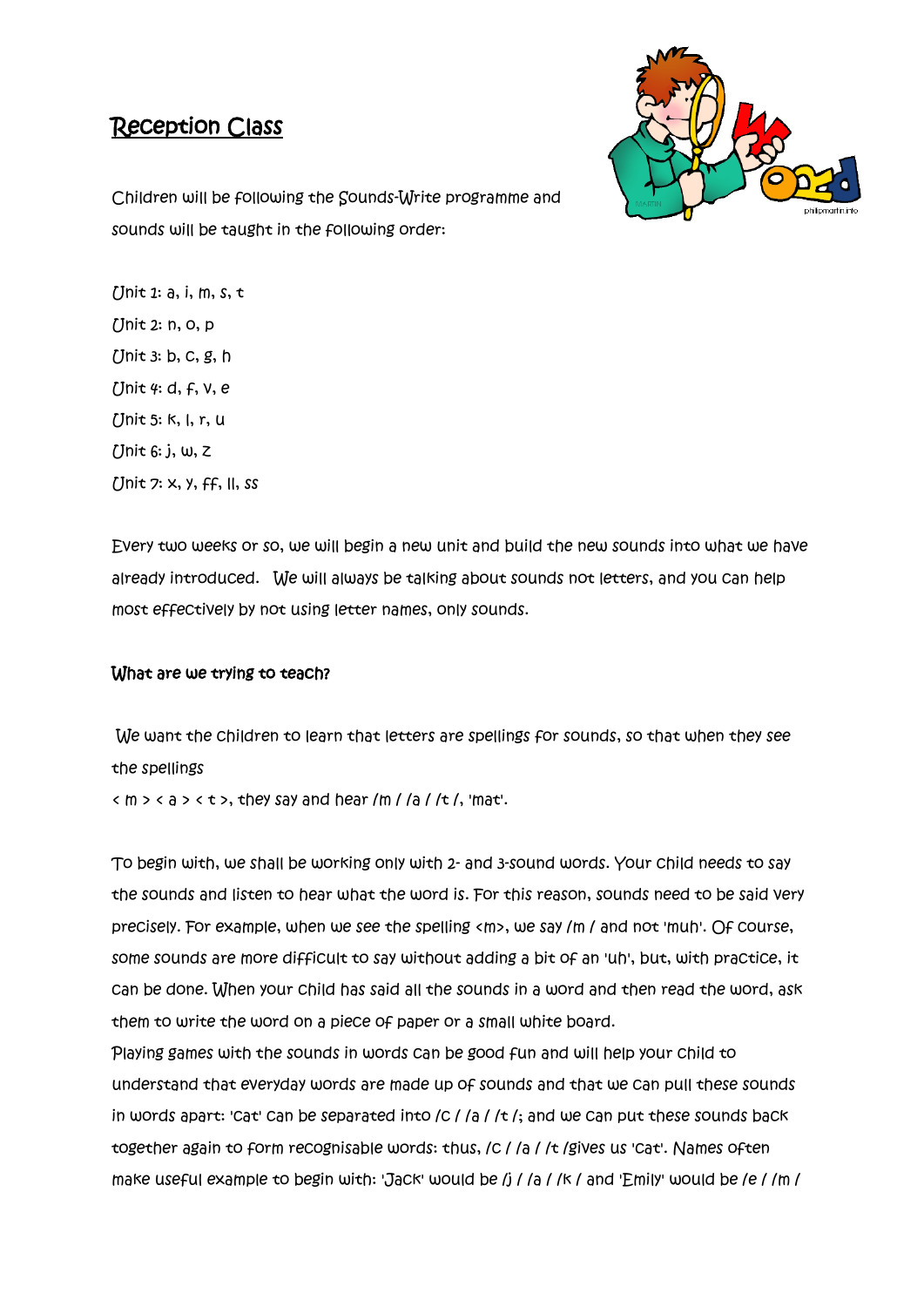# Reception Class

Children will be following the Sounds-Write programme and sounds will be taught in the following order:

Unit 1: a, i, m, s, t

Unit 2: n, o, p

Unit 3: b, c, g, h

Unit 4: d, f, v, e

Unit 5: k, l, r, u

Unit 6: j, w, z

Unit 7: x, y, ff, ll, ss

Every two weeks or so, we will begin a new unit and build the new sounds into what we have already introduced. We will always be talking about sounds not letters, and you can help most effectively by not using letter names, only sounds.

**What are we trying to teach?**

We want the children to learn that letters are spellings for sounds, so that when they see the spellings
< m > < a > < t >, they say and hear /m / /a / /t /, 'mat'.

To begin with, we shall be working only with 2- and 3-sound words. Your child needs to say the sounds and listen to hear what the word is. For this reason, sounds need to be said very precisely. For example, when we see the spelling <m>, we say /m / and not 'muh'. Of course, some sounds are more difficult to say without adding a bit of an 'uh', but, with practice, it can be done. When your child has said all the sounds in a word and then read the word, ask them to write the word on a piece of paper or a small white board.
Playing games with the sounds in words can be good fun and will help your child to understand that everyday words are made up of sounds and that we can pull these sounds in words apart: 'cat' can be separated into /c / /a / /t /; and we can put these sounds back together again to form recognisable words: thus, /c / /a / /t /gives us 'cat'. Names often make useful example to begin with: 'Jack' would be /j / /a / /k / and 'Emily' would be /e / /m /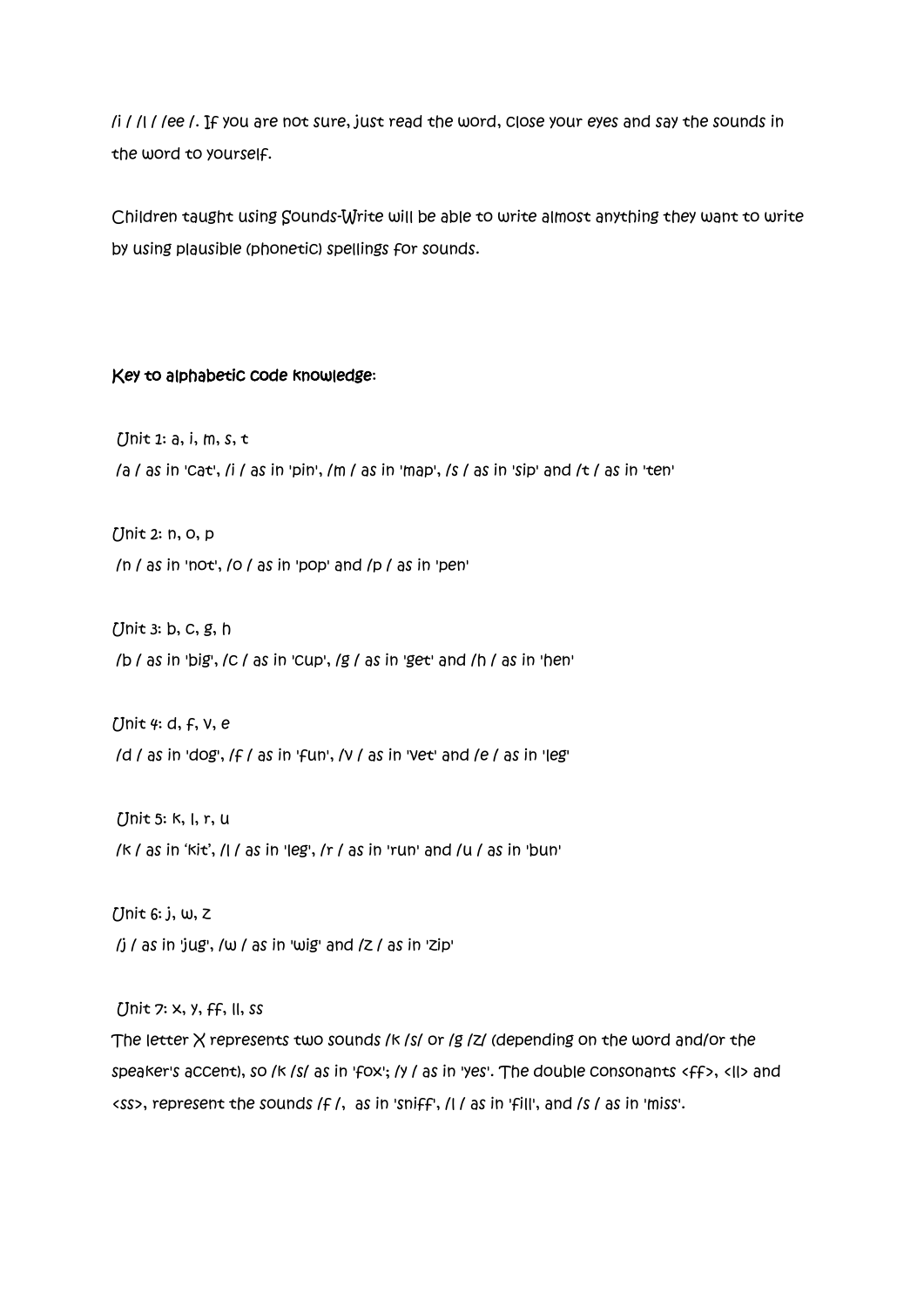/i / /I / /ee /. If you are not sure, just read the word, close your eyes and say the sounds in the word to yourself.

Children taught using Sounds-Write will be able to write almost anything they want to write by using plausible (phonetic) spellings for sounds.

**Key to alphabetic code knowledge:**

Unit 1: a, i, m, s, t
/a / as in 'cat', /i / as in 'pin', /m / as in 'map', /s / as in 'sip' and /t / as in 'ten'

Unit 2: n, o, p
/n / as in 'not', /o / as in 'pop' and /p / as in 'pen'

Unit 3: b, c, g, h
/b / as in 'big', /c / as in 'cup', /g / as in 'get' and /h / as in 'hen'

Unit 4: d, f, v, e
/d / as in 'dog', /f / as in 'fun', /v / as in 'vet' and /e / as in 'leg'

Unit 5: k, l, r, u
/k / as in 'kit', /l / as in 'leg', /r / as in 'run' and /u / as in 'bun'

Unit 6: j, w, z
/j / as in 'jug', /w / as in 'wig' and /z / as in 'zip'

Unit 7: x, y, ff, ll, ss
The letter X represents two sounds /k /s/ or /g /z/ (depending on the word and/or the speaker's accent), so /k /s/ as in 'fox'; /y / as in 'yes'. The double consonants <ff>, <ll> and <ss>, represent the sounds /f /, as in 'sniff', /l / as in 'fill', and /s / as in 'miss'.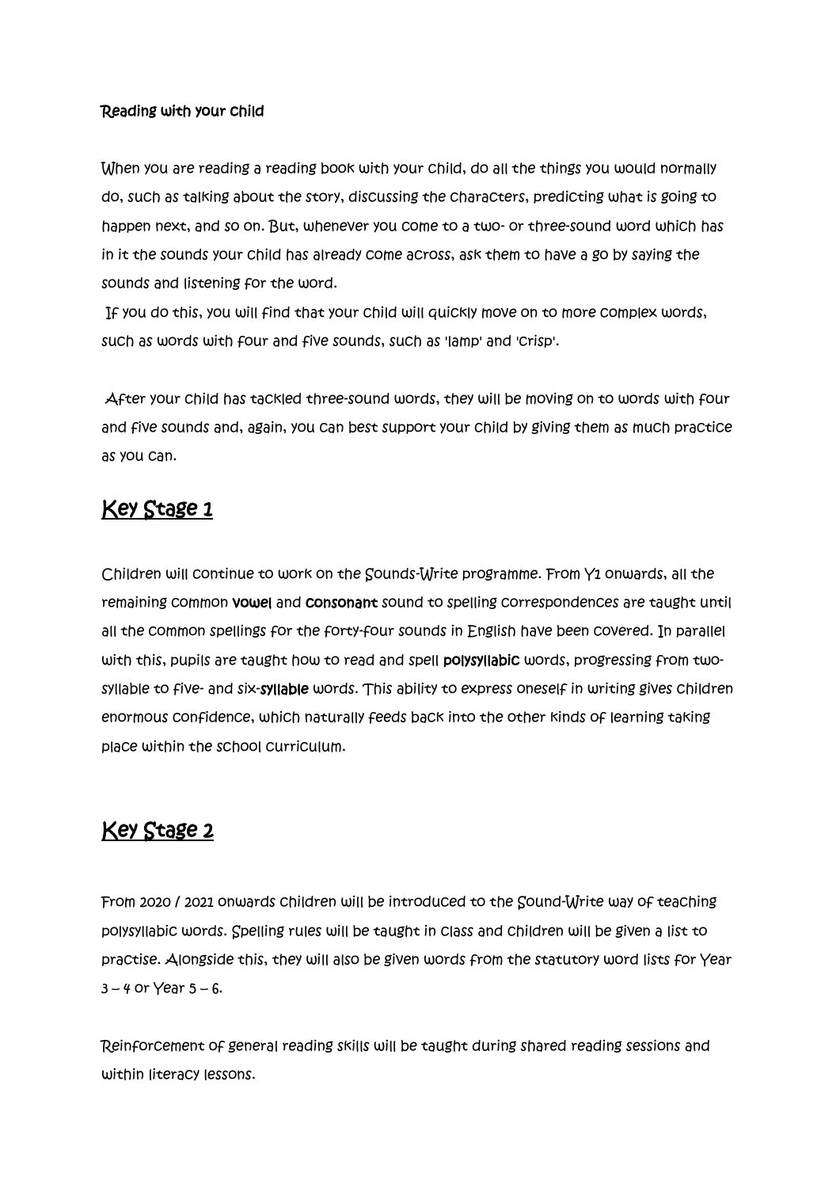**Reading with your child**

When you are reading a reading book with your child, do all the things you would normally do, such as talking about the story, discussing the characters, predicting what is going to happen next, and so on. But, whenever you come to a two- or three-sound word which has in it the sounds your child has already come across, ask them to have a go by saying the sounds and listening for the word.

If you do this, you will find that your child will quickly move on to more complex words, such as words with four and five sounds, such as 'lamp' and 'crisp'.

After your child has tackled three-sound words, they will be moving on to words with four and five sounds and, again, you can best support your child by giving them as much practice as you can.

## Key Stage 1

Children will continue to work on the Sounds-Write programme. From Y1 onwards, all the remaining common **vowel** and **consonant** sound to spelling correspondences are taught until all the common spellings for the forty-four sounds in English have been covered. In parallel with this, pupils are taught how to read and spell **polysyllabic** words, progressing from two-syllable to five- and six-**syllable** words. This ability to express oneself in writing gives children enormous confidence, which naturally feeds back into the other kinds of learning taking place within the school curriculum.

## Key Stage 2

From 2020 / 2021 onwards children will be introduced to the Sound-Write way of teaching polysyllabic words. Spelling rules will be taught in class and children will be given a list to practise. Alongside this, they will also be given words from the statutory word lists for Year 3 – 4 or Year 5 – 6.

Reinforcement of general reading skills will be taught during shared reading sessions and within literacy lessons.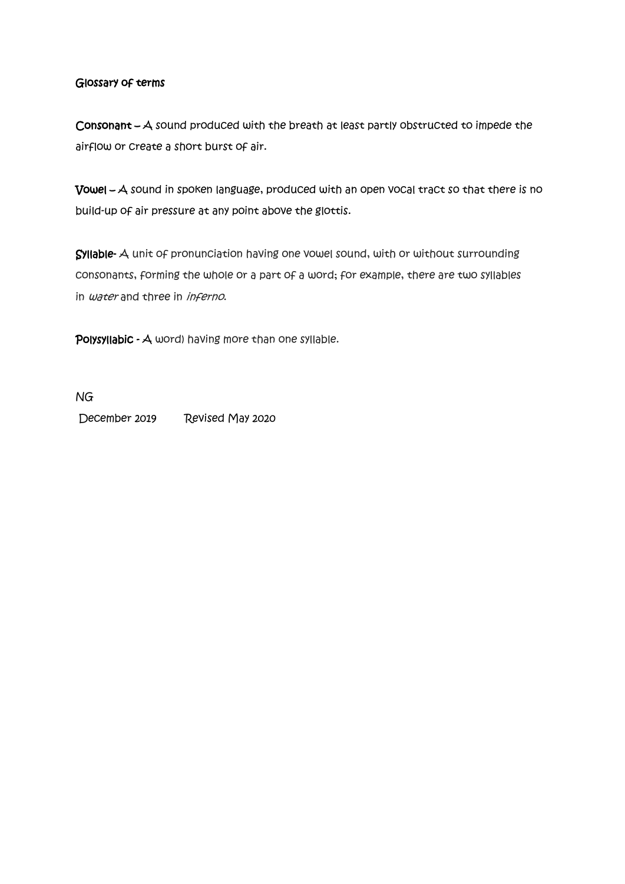## Glossary of terms

**Consonant** – A sound produced with the breath at least partly obstructed to impede the airflow or create a short burst of air.

**Vowel** – A sound in spoken language, produced with an open vocal tract so that there is no build-up of air pressure at any point above the glottis.

**Syllable**- A unit of pronunciation having one vowel sound, with or without surrounding consonants, forming the whole or a part of a word; for example, there are two syllables in *water* and three in *inferno*.

**Polysyllabic** - A word) having more than one syllable.

NG

December 2019 Revised May 2020